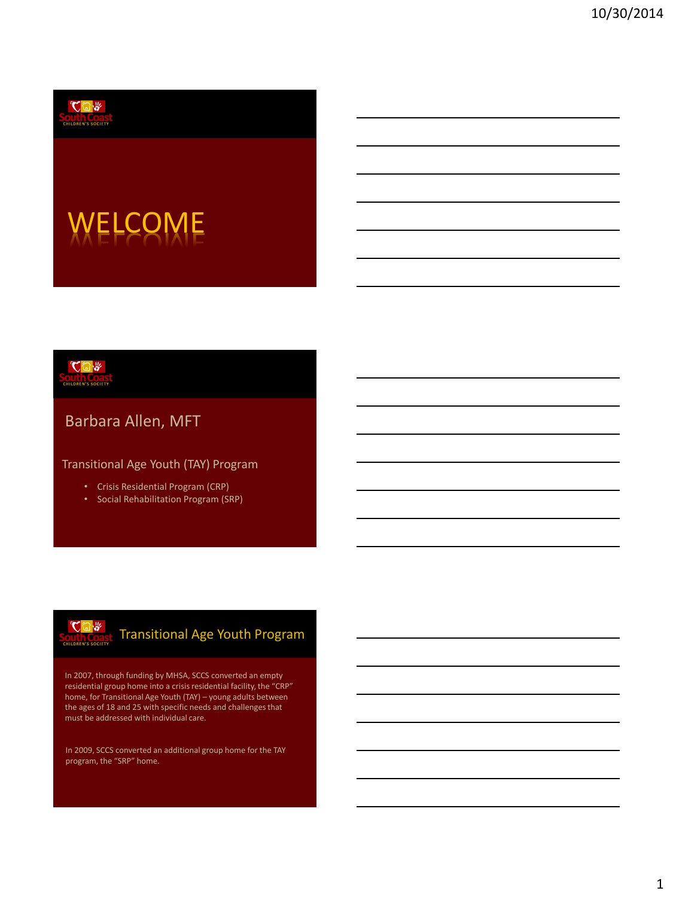# WELCOME

## Barbara Allen, MFT

Transitional Age Youth (TAY) Program

- Crisis Residential Program (CRP)
- Social Rehabilitation Program (SRP)

## Transitional Age Youth Program

In 2007, through funding by MHSA, SCCS converted an empty residential group home into a crisis residential facility, the "CRP" home, for Transitional Age Youth (TAY) – young adults between the ages of 18 and 25 with specific needs and challenges that must be addressed with individual care.

In 2009, SCCS converted an additional group home for the TAY program, the "SRP" home.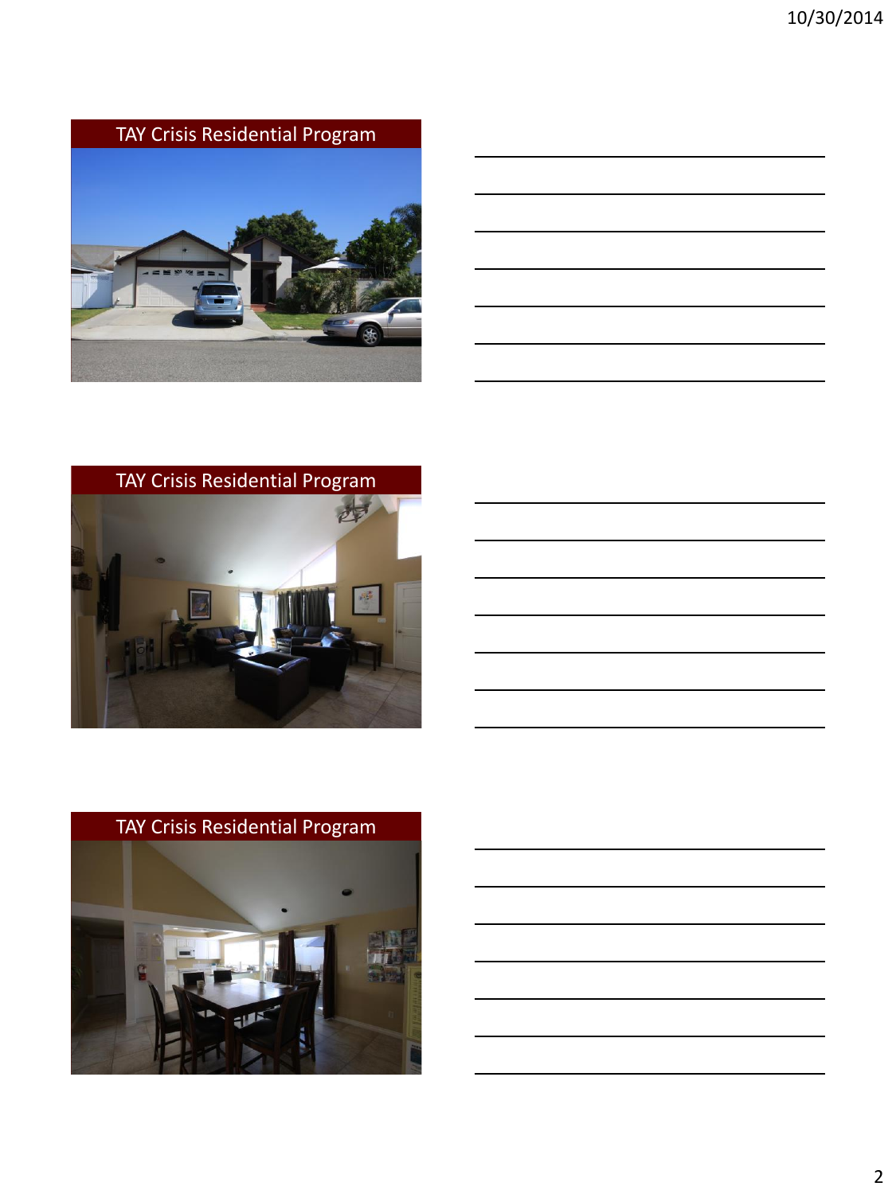## TAY Crisis Residential Program

## TAY Crisis Residential Program

## TAY Crisis Residential Program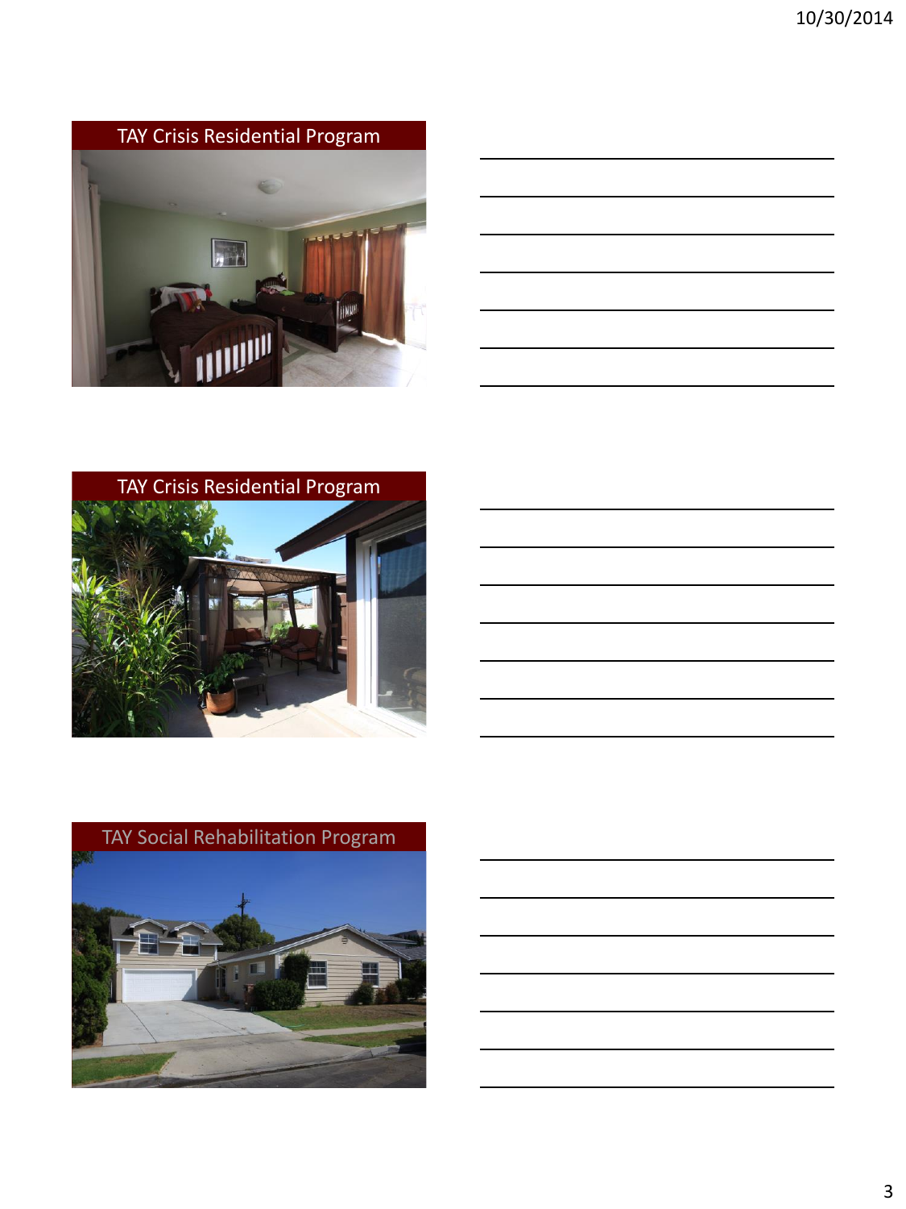## TAY Crisis Residential Program

## TAY Crisis Residential Program

## TAY Social Rehabilitation Program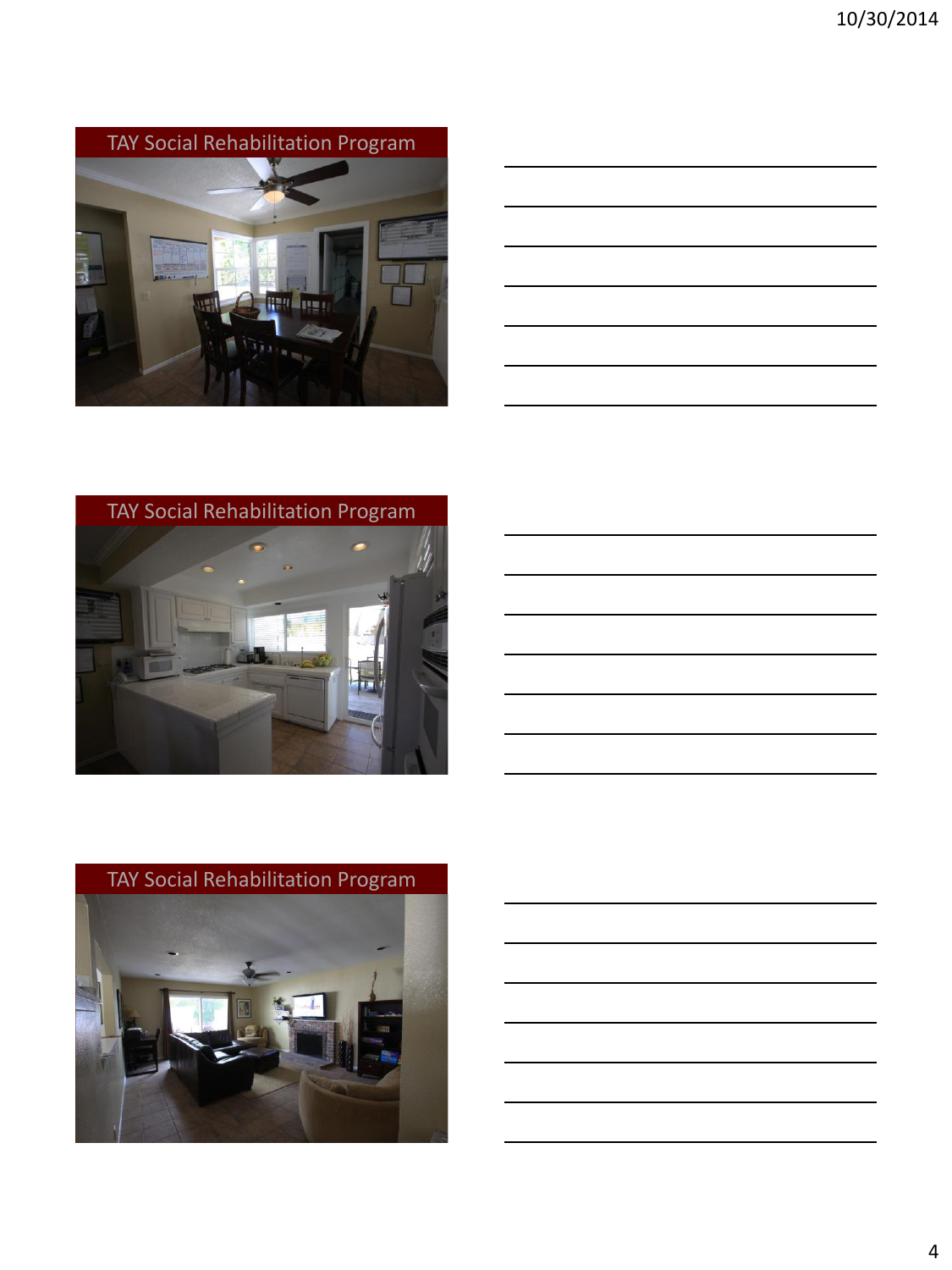## TAY Social Rehabilitation Program

## TAY Social Rehabilitation Program

## TAY Social Rehabilitation Program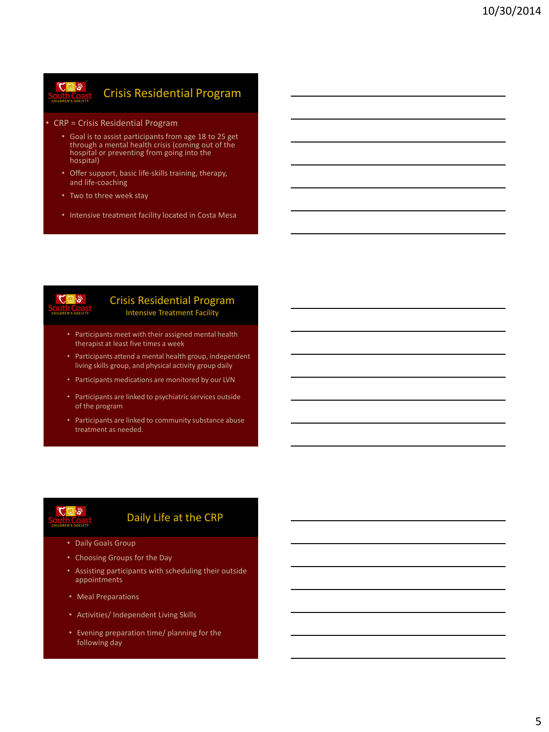## Crisis Residential Program

- CRP = Crisis Residential Program
  - Goal is to assist participants from age 18 to 25 get through a mental health crisis (coming out of the hospital or preventing from going into the hospital)
  - Offer support, basic life-skills training, therapy, and life-coaching
  - Two to three week stay
  - Intensive treatment facility located in Costa Mesa

## Crisis Residential Program

### Intensive Treatment Facility

- Participants meet with their assigned mental health therapist at least five times a week
- Participants attend a mental health group, independent living skills group, and physical activity group daily
- Participants medications are monitored by our LVN
- Participants are linked to psychiatric services outside of the program
- Participants are linked to community substance abuse treatment as needed.

## Daily Life at the CRP

- Daily Goals Group
- Choosing Groups for the Day
- Assisting participants with scheduling their outside appointments
- Meal Preparations
- Activities/ Independent Living Skills
- Evening preparation time/ planning for the following day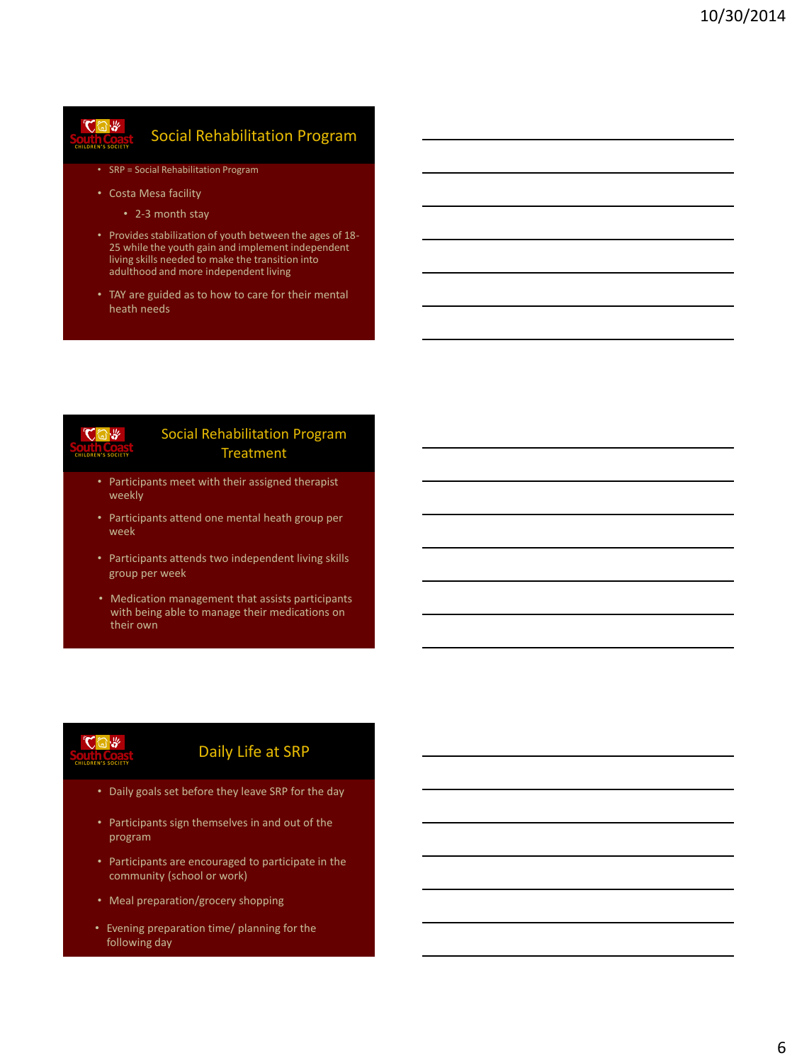## Social Rehabilitation Program

- SRP = Social Rehabilitation Program
- Costa Mesa facility
  - 2-3 month stay
- Provides stabilization of youth between the ages of 18-25 while the youth gain and implement independent living skills needed to make the transition into adulthood and more independent living
- TAY are guided as to how to care for their mental heath needs

## Social Rehabilitation Program Treatment

- Participants meet with their assigned therapist weekly
- Participants attend one mental heath group per week
- Participants attends two independent living skills group per week
- Medication management that assists participants with being able to manage their medications on their own

## Daily Life at SRP

- Daily goals set before they leave SRP for the day
- Participants sign themselves in and out of the program
- Participants are encouraged to participate in the community (school or work)
- Meal preparation/grocery shopping
- Evening preparation time/ planning for the following day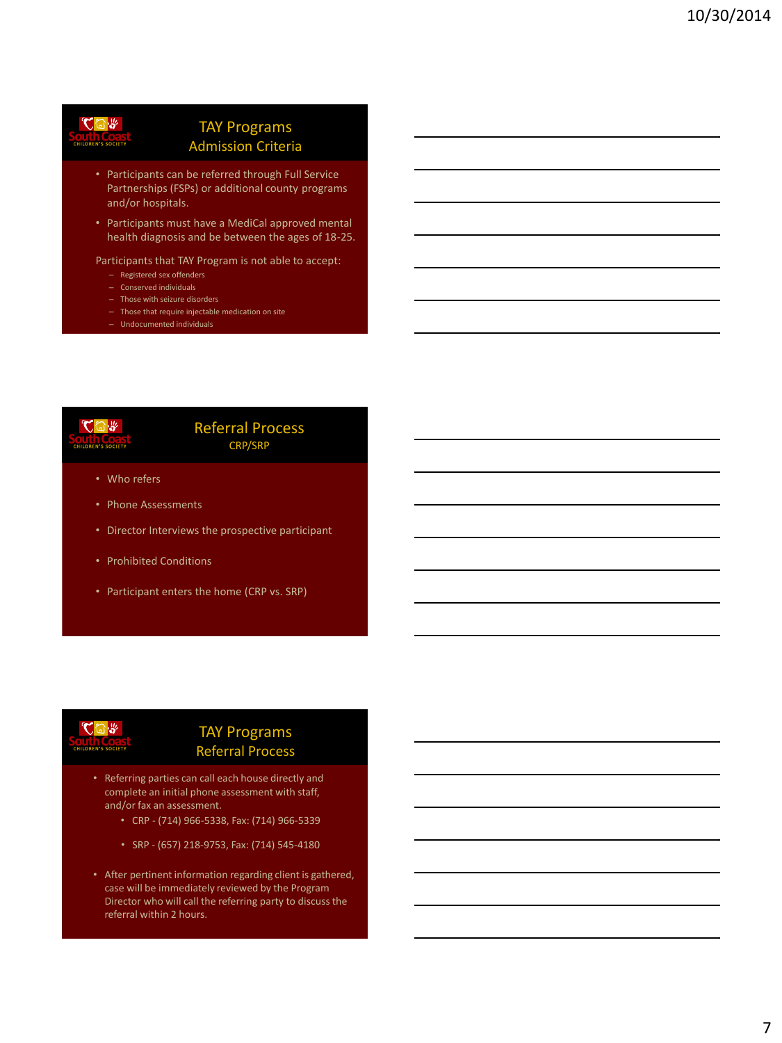## TAY Programs
### Admission Criteria

- Participants can be referred through Full Service Partnerships (FSPs) or additional county programs and/or hospitals.
- Participants must have a MediCal approved mental health diagnosis and be between the ages of 18-25.

Participants that TAY Program is not able to accept:

- Registered sex offenders
- Conserved individuals
- Those with seizure disorders
- Those that require injectable medication on site
- Undocumented individuals

## Referral Process
### CRP/SRP

- Who refers
- Phone Assessments
- Director Interviews the prospective participant
- Prohibited Conditions
- Participant enters the home (CRP vs. SRP)

## TAY Programs
### Referral Process

- Referring parties can call each house directly and complete an initial phone assessment with staff, and/or fax an assessment.
  - CRP - (714) 966-5338, Fax: (714) 966-5339
  - SRP - (657) 218-9753, Fax: (714) 545-4180
- After pertinent information regarding client is gathered, case will be immediately reviewed by the Program Director who will call the referring party to discuss the referral within 2 hours.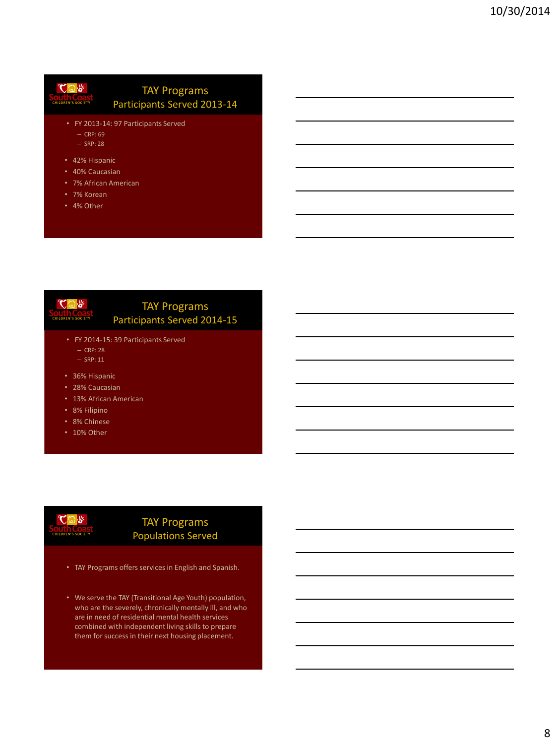## TAY Programs Participants Served 2013-14

- FY 2013-14: 97 Participants Served
  - CRP: 69
  - SRP: 28
- 42% Hispanic
- 40% Caucasian
- 7% African American
- 7% Korean
- 4% Other

## TAY Programs Participants Served 2014-15

- FY 2014-15: 39 Participants Served
  - CRP: 28
  - SRP: 11
- 36% Hispanic
- 28% Caucasian
- 13% African American
- 8% Filipino
- 8% Chinese
- 10% Other

## TAY Programs Populations Served

- TAY Programs offers services in English and Spanish.
- We serve the TAY (Transitional Age Youth) population, who are the severely, chronically mentally ill, and who are in need of residential mental health services combined with independent living skills to prepare them for success in their next housing placement.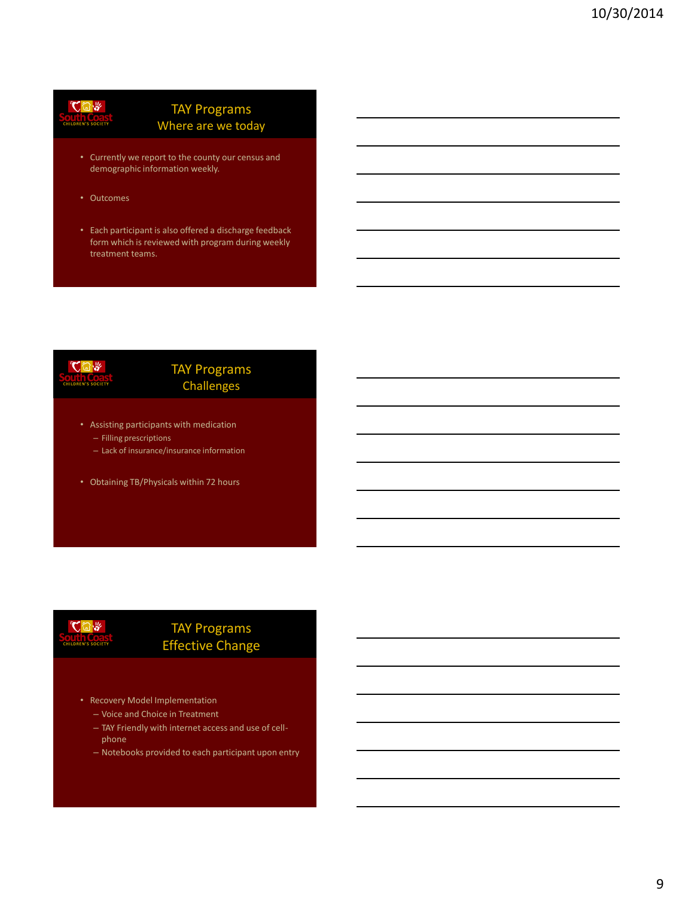## TAY Programs
## Where are we today

- Currently we report to the county our census and demographic information weekly.
- Outcomes
- Each participant is also offered a discharge feedback form which is reviewed with program during weekly treatment teams.

## TAY Programs
## Challenges

- Assisting participants with medication
  - Filling prescriptions
  - Lack of insurance/insurance information
- Obtaining TB/Physicals within 72 hours

## TAY Programs
## Effective Change

- Recovery Model Implementation
  - Voice and Choice in Treatment
  - TAY Friendly with internet access and use of cell-phone
  - Notebooks provided to each participant upon entry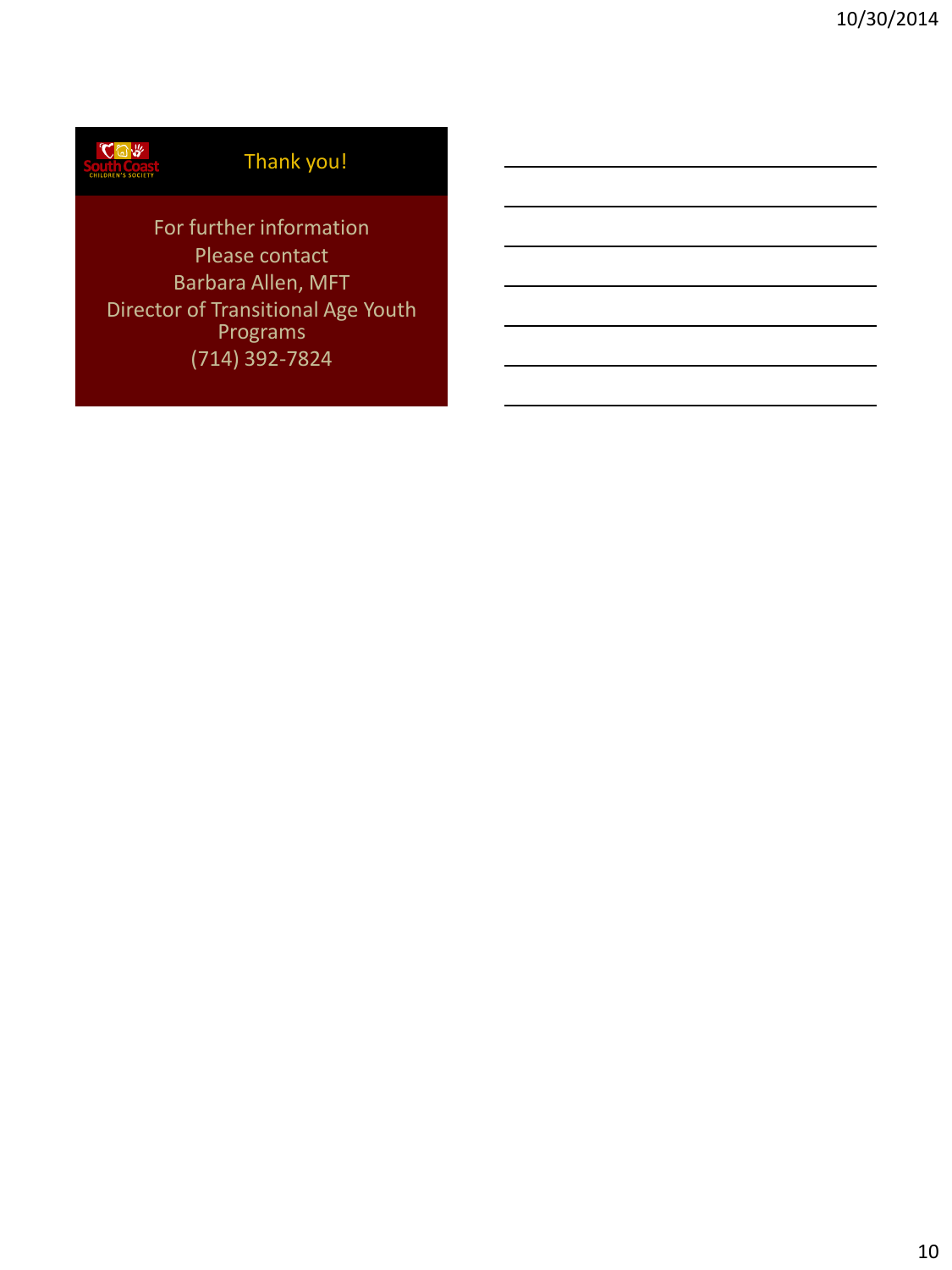## Thank you!

For further information
Please contact
Barbara Allen, MFT
Director of Transitional Age Youth Programs
(714) 392-7824